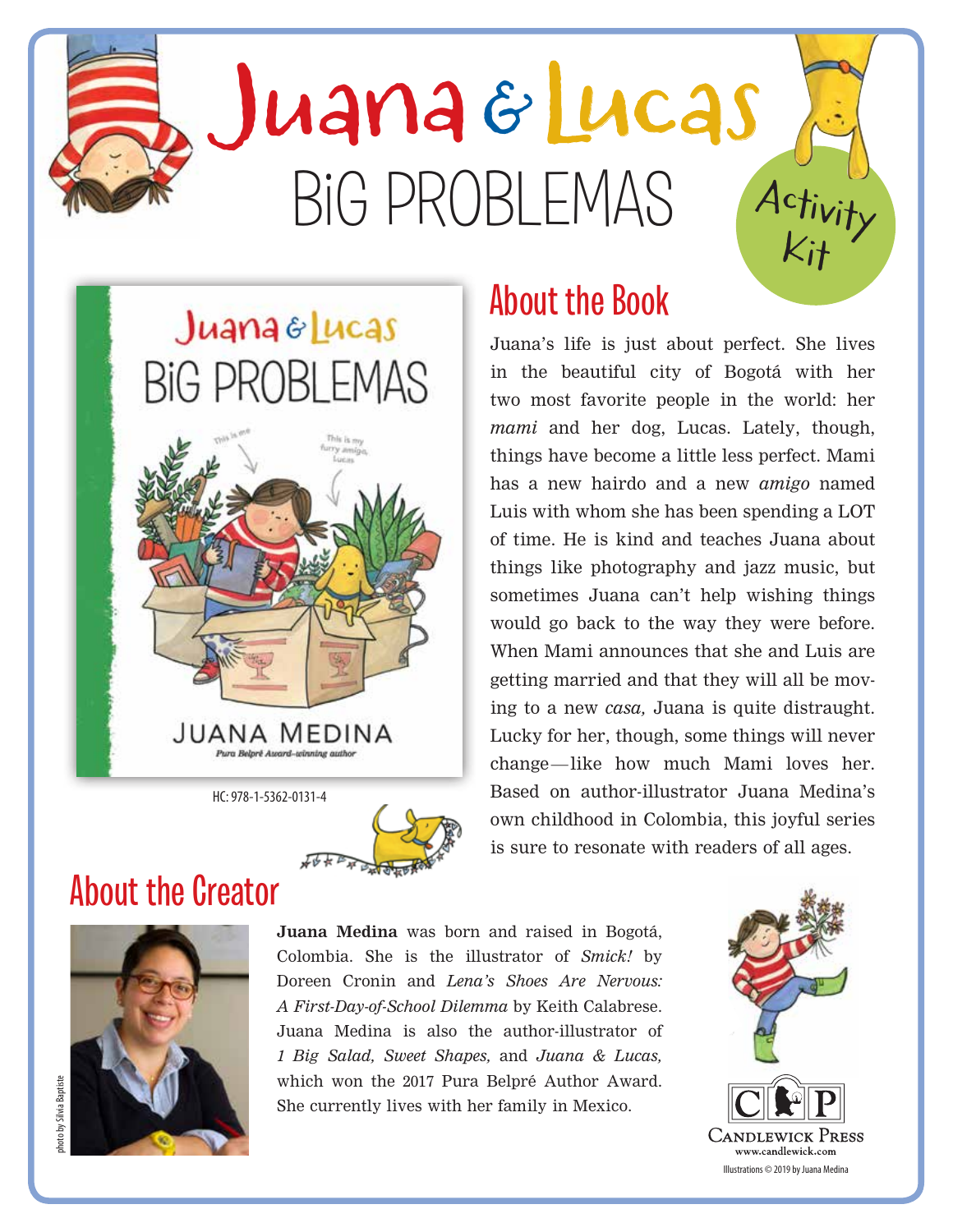# Juana & Lucas

# BiG PROBLEMAS

Activity Kit

HC: 978-1-5362-0131-4

## About the Book

Juana's life is just about perfect. She lives in the beautiful city of Bogotá with her two most favorite people in the world: her *mami* and her dog, Lucas. Lately, though, things have become a little less perfect. Mami has a new hairdo and a new *amigo* named Luis with whom she has been spending a LOT of time. He is kind and teaches Juana about things like photography and jazz music, but sometimes Juana can't help wishing things would go back to the way they were before. When Mami announces that she and Luis are getting married and that they will all be moving to a new *casa,* Juana is quite distraught. Lucky for her, though, some things will never change—like how much Mami loves her. Based on author-illustrator Juana Medina's own childhood in Colombia, this joyful series is sure to resonate with readers of all ages.

## About the Creator

photo by Silvia Baptiste

**Juana Medina** was born and raised in Bogotá, Colombia. She is the illustrator of *Smick!* by Doreen Cronin and *Lena's Shoes Are Nervous: A First-Day-of-School Dilemma* by Keith Calabrese. Juana Medina is also the author-illustrator of *1 Big Salad, Sweet Shapes,* and *Juana & Lucas,* which won the 2017 Pura Belpré Author Award. She currently lives with her family in Mexico.

Candlewick Press
www.candlewick.com

Illustrations © 2019 by Juana Medina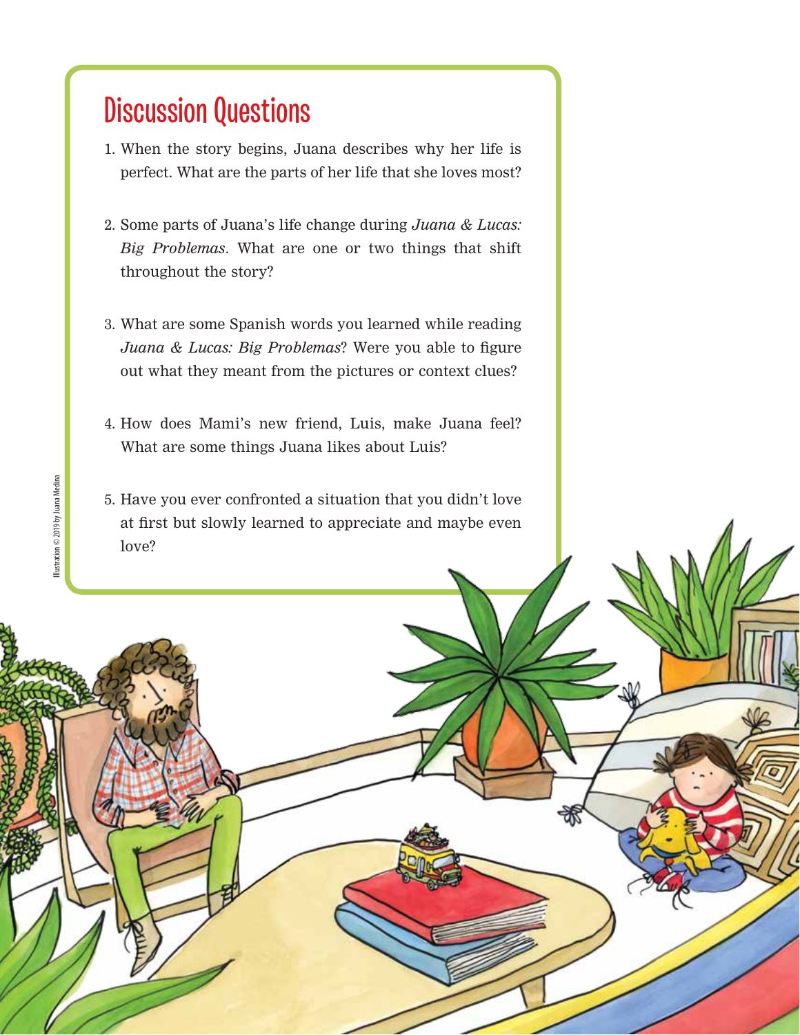## Discussion Questions

1. When the story begins, Juana describes why her life is perfect. What are the parts of her life that she loves most?

2. Some parts of Juana's life change during *Juana & Lucas: Big Problemas*. What are one or two things that shift throughout the story?

3. What are some Spanish words you learned while reading *Juana & Lucas: Big Problemas*? Were you able to figure out what they meant from the pictures or context clues?

4. How does Mami's new friend, Luis, make Juana feel? What are some things Juana likes about Luis?

5. Have you ever confronted a situation that you didn't love at first but slowly learned to appreciate and maybe even love?

Illustration © 2019 by Juana Medina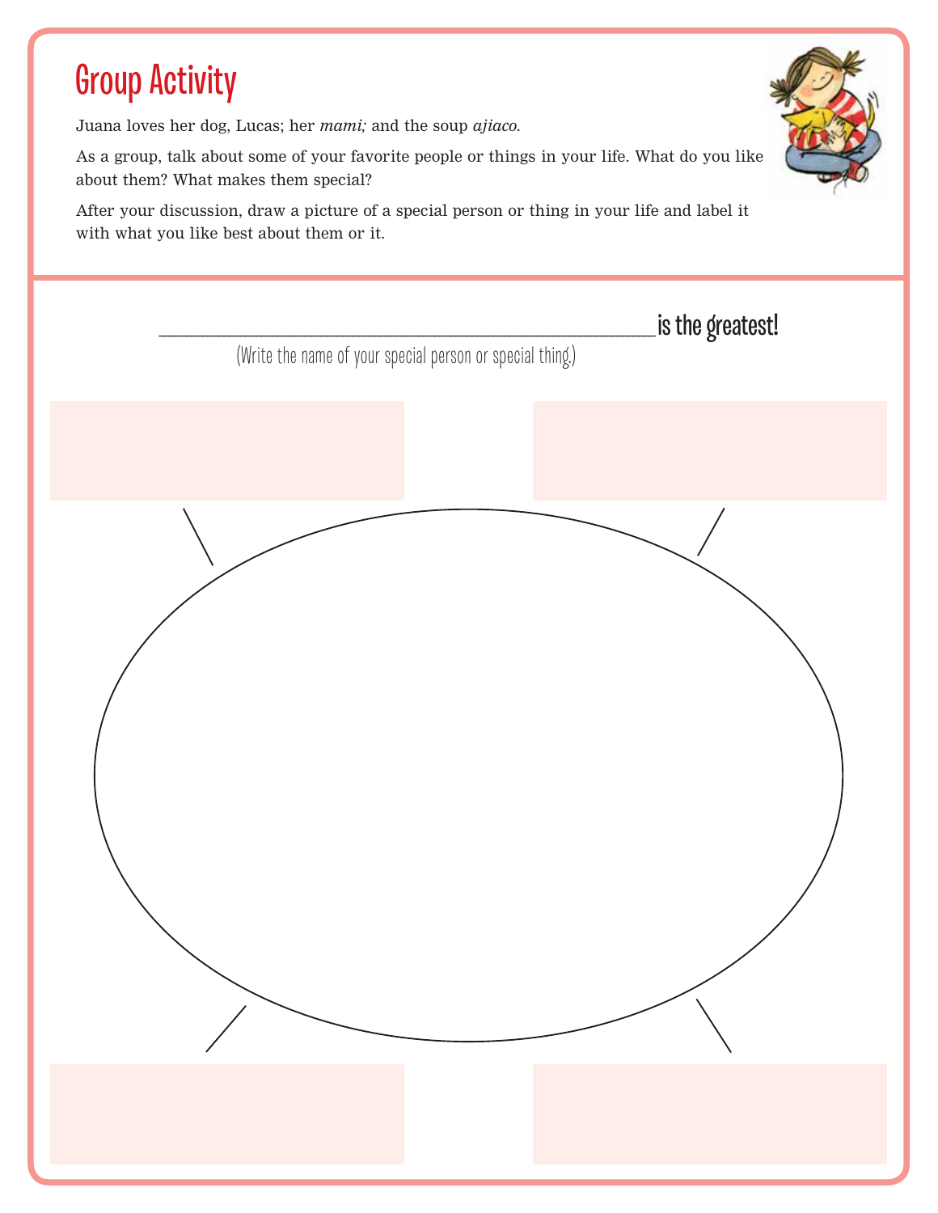# Group Activity

Juana loves her dog, Lucas; her *mami;* and the soup *ajiaco*.

As a group, talk about some of your favorite people or things in your life. What do you like about them? What makes them special?

After your discussion, draw a picture of a special person or thing in your life and label it with what you like best about them or it.

______________________________________ is the greatest!

(Write the name of your special person or special thing.)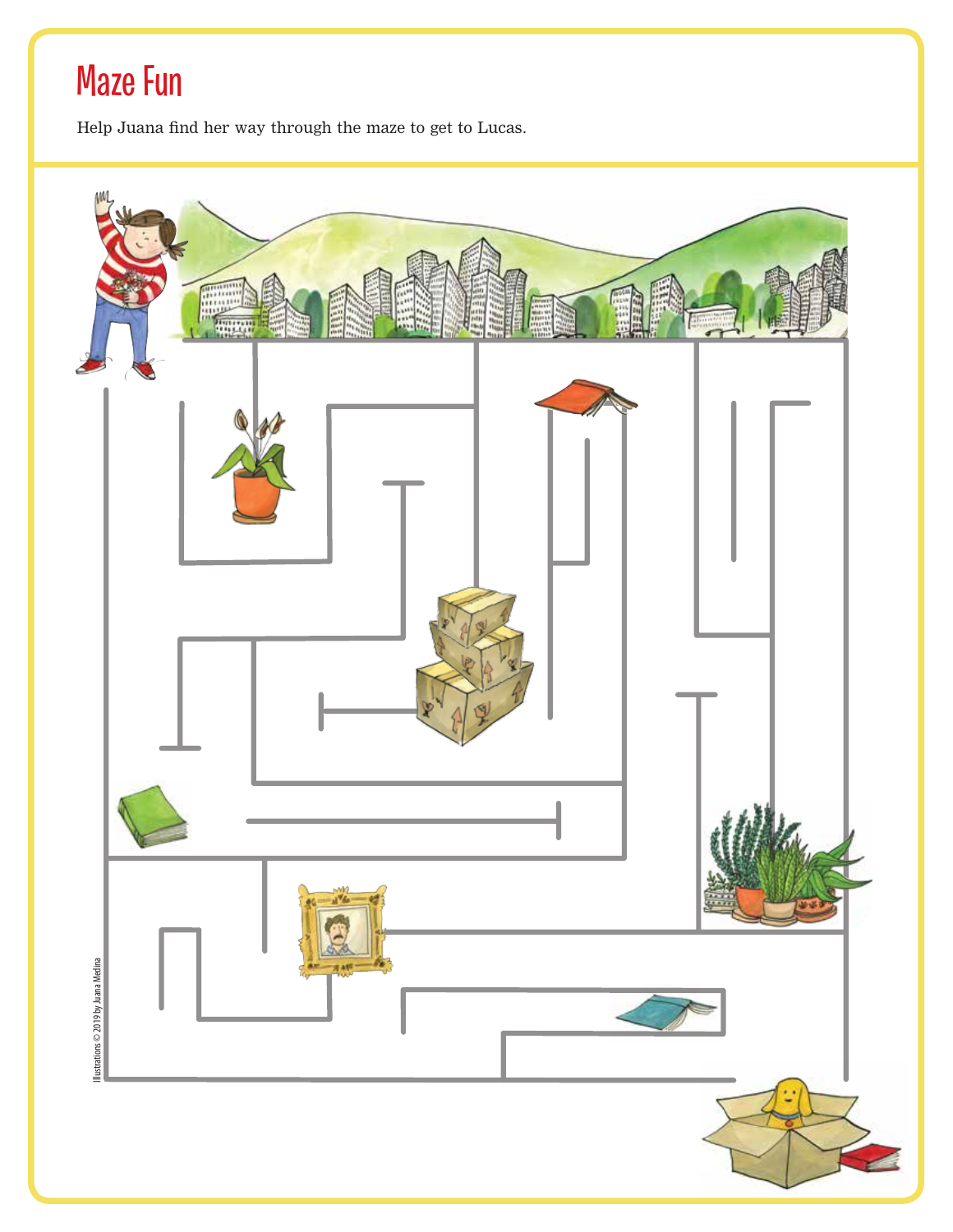# Maze Fun

Help Juana find her way through the maze to get to Lucas.

Illustrations © 2019 by Juana Medina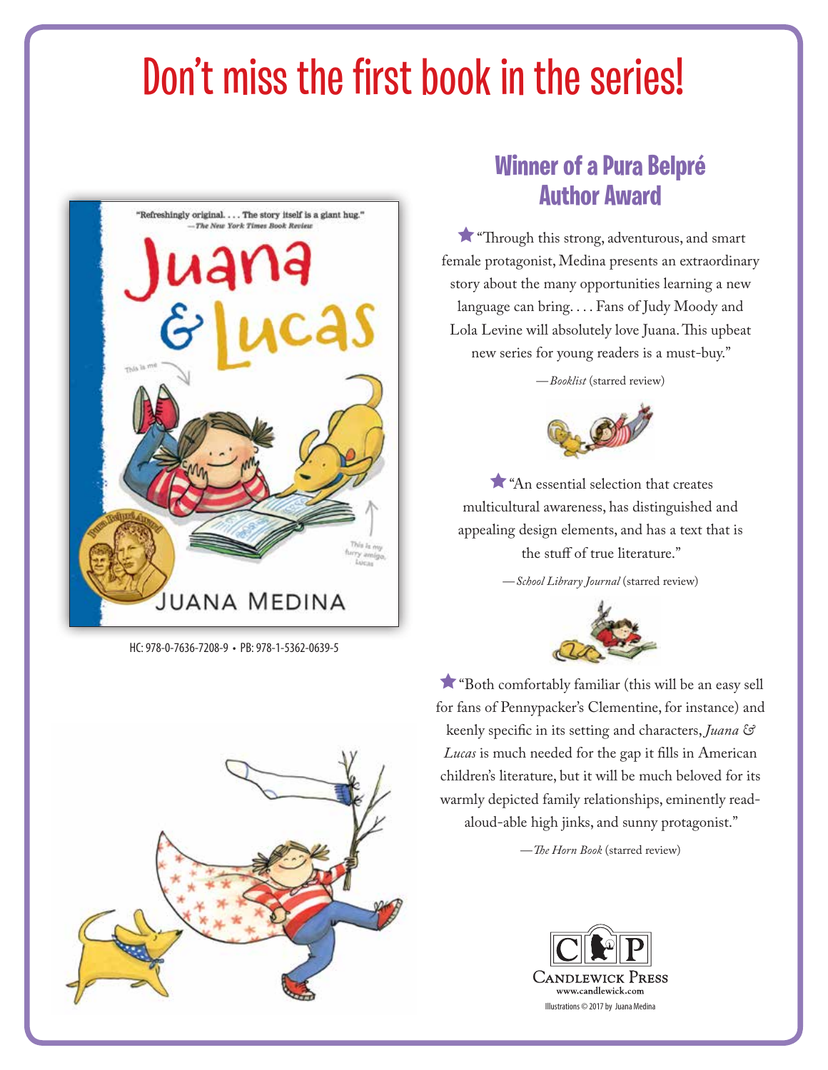# Don't miss the first book in the series!

HC: 978-0-7636-7208-9 • PB: 978-1-5362-0639-5

## Winner of a Pura Belpré Author Award

★ "Through this strong, adventurous, and smart female protagonist, Medina presents an extraordinary story about the many opportunities learning a new language can bring. . . . Fans of Judy Moody and Lola Levine will absolutely love Juana. This upbeat new series for young readers is a must-buy."

—*Booklist* (starred review)

★ "An essential selection that creates multicultural awareness, has distinguished and appealing design elements, and has a text that is the stuff of true literature."

—*School Library Journal* (starred review)

★ "Both comfortably familiar (this will be an easy sell for fans of Pennypacker's Clementine, for instance) and keenly specific in its setting and characters, *Juana & Lucas* is much needed for the gap it fills in American children's literature, but it will be much beloved for its warmly depicted family relationships, eminently read-aloud-able high jinks, and sunny protagonist."

—*The Horn Book* (starred review)

Candlewick Press
www.candlewick.com

Illustrations © 2017 by Juana Medina